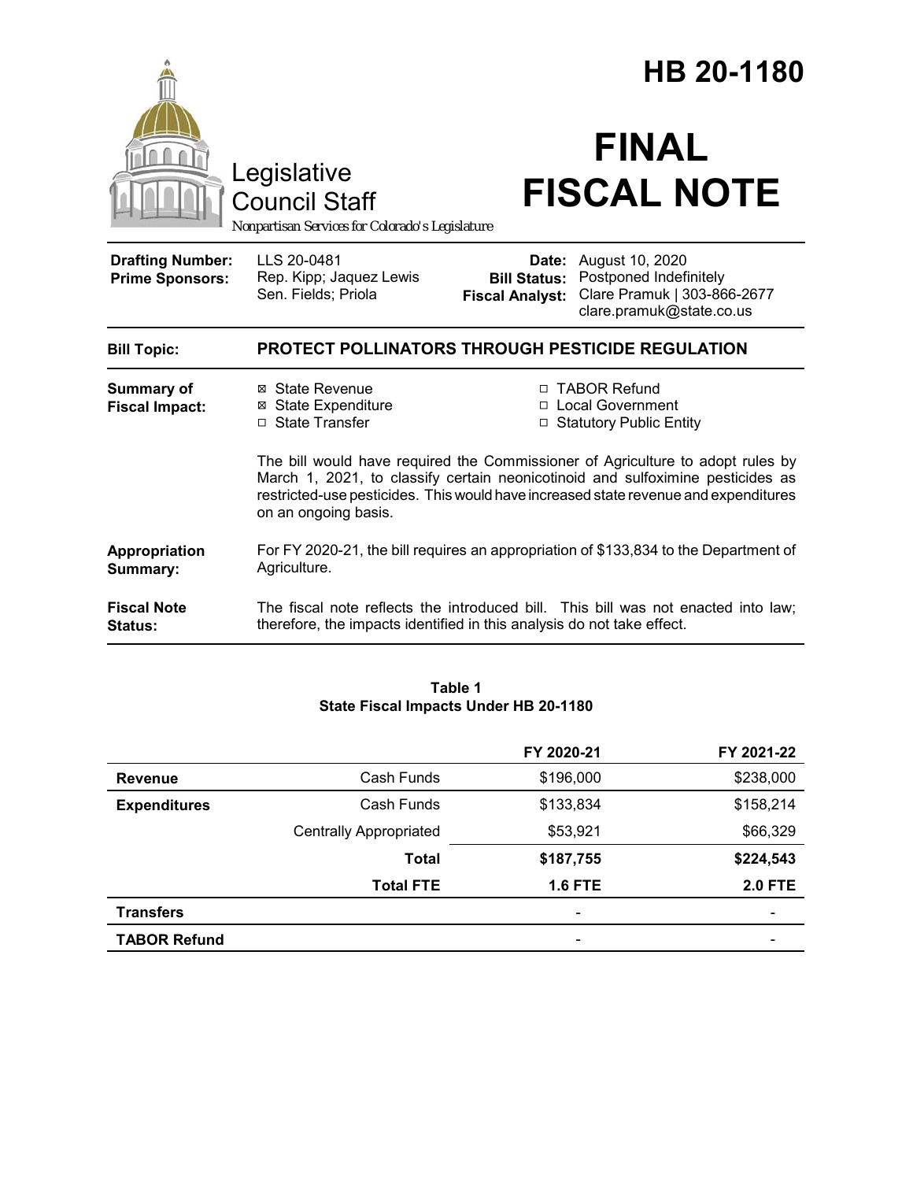# HB 20-1180

Legislative Council Staff

*Nonpartisan Services for Colorado's Legislature*

# FINAL FISCAL NOTE

| | | | |
|---|---|---|---|
| **Drafting Number:** | LLS 20-0481 | **Date:** | August 10, 2020 |
| **Prime Sponsors:** | Rep. Kipp; Jaquez Lewis<br>Sen. Fields; Priola | **Bill Status:** | Postponed Indefinitely |
| | | **Fiscal Analyst:** | Clare Pramuk \| 303-866-2677<br>clare.pramuk@state.co.us |

**Bill Topic:** **PROTECT POLLINATORS THROUGH PESTICIDE REGULATION**

**Summary of Fiscal Impact:**

- ☒ State Revenue
- ☒ State Expenditure
- ☐ State Transfer
- ☐ TABOR Refund
- ☐ Local Government
- ☐ Statutory Public Entity

The bill would have required the Commissioner of Agriculture to adopt rules by March 1, 2021, to classify certain neonicotinoid and sulfoximine pesticides as restricted-use pesticides. This would have increased state revenue and expenditures on an ongoing basis.

**Appropriation Summary:** For FY 2020-21, the bill requires an appropriation of $133,834 to the Department of Agriculture.

**Fiscal Note Status:** The fiscal note reflects the introduced bill. This bill was not enacted into law; therefore, the impacts identified in this analysis do not take effect.

**Table 1**
**State Fiscal Impacts Under HB 20-1180**

| | | FY 2020-21 | FY 2021-22 |
|---|---|---|---|
| **Revenue** | Cash Funds | $196,000 | $238,000 |
| **Expenditures** | Cash Funds | $133,834 | $158,214 |
| | Centrally Appropriated | $53,921 | $66,329 |
| | **Total** | **$187,755** | **$224,543** |
| | **Total FTE** | **1.6 FTE** | **2.0 FTE** |
| **Transfers** | | - | - |
| **TABOR Refund** | | - | - |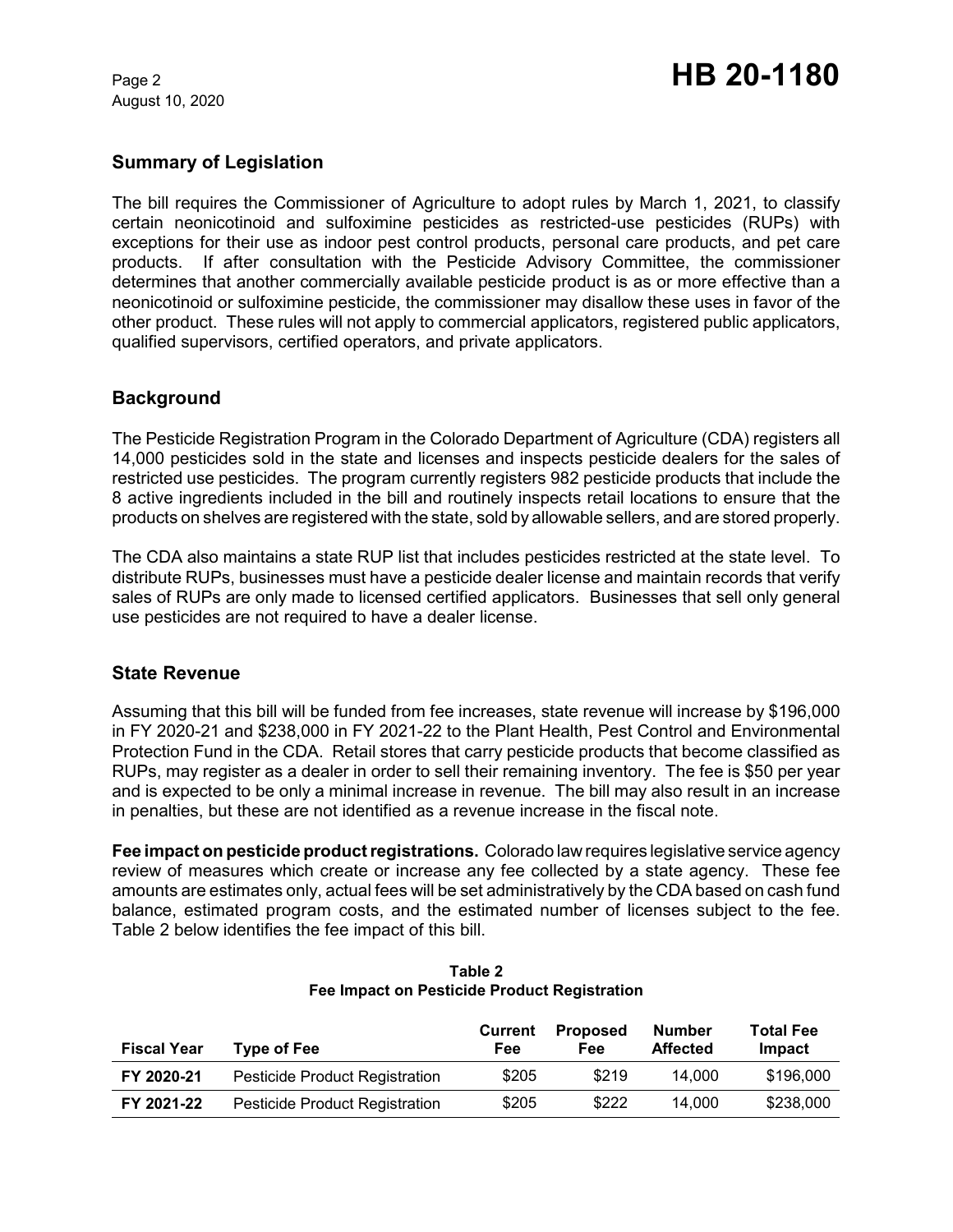## Summary of Legislation

The bill requires the Commissioner of Agriculture to adopt rules by March 1, 2021, to classify certain neonicotinoid and sulfoximine pesticides as restricted-use pesticides (RUPs) with exceptions for their use as indoor pest control products, personal care products, and pet care products. If after consultation with the Pesticide Advisory Committee, the commissioner determines that another commercially available pesticide product is as or more effective than a neonicotinoid or sulfoximine pesticide, the commissioner may disallow these uses in favor of the other product. These rules will not apply to commercial applicators, registered public applicators, qualified supervisors, certified operators, and private applicators.

## Background

The Pesticide Registration Program in the Colorado Department of Agriculture (CDA) registers all 14,000 pesticides sold in the state and licenses and inspects pesticide dealers for the sales of restricted use pesticides. The program currently registers 982 pesticide products that include the 8 active ingredients included in the bill and routinely inspects retail locations to ensure that the products on shelves are registered with the state, sold by allowable sellers, and are stored properly.

The CDA also maintains a state RUP list that includes pesticides restricted at the state level. To distribute RUPs, businesses must have a pesticide dealer license and maintain records that verify sales of RUPs are only made to licensed certified applicators. Businesses that sell only general use pesticides are not required to have a dealer license.

## State Revenue

Assuming that this bill will be funded from fee increases, state revenue will increase by $196,000 in FY 2020-21 and $238,000 in FY 2021-22 to the Plant Health, Pest Control and Environmental Protection Fund in the CDA. Retail stores that carry pesticide products that become classified as RUPs, may register as a dealer in order to sell their remaining inventory. The fee is $50 per year and is expected to be only a minimal increase in revenue. The bill may also result in an increase in penalties, but these are not identified as a revenue increase in the fiscal note.

**Fee impact on pesticide product registrations.** Colorado law requires legislative service agency review of measures which create or increase any fee collected by a state agency. These fee amounts are estimates only, actual fees will be set administratively by the CDA based on cash fund balance, estimated program costs, and the estimated number of licenses subject to the fee. Table 2 below identifies the fee impact of this bill.

**Table 2**
**Fee Impact on Pesticide Product Registration**

| Fiscal Year | Type of Fee | Current Fee | Proposed Fee | Number Affected | Total Fee Impact |
|---|---|---|---|---|---|
| **FY 2020-21** | Pesticide Product Registration | $205 | $219 | 14,000 | $196,000 |
| **FY 2021-22** | Pesticide Product Registration | $205 | $222 | 14,000 | $238,000 |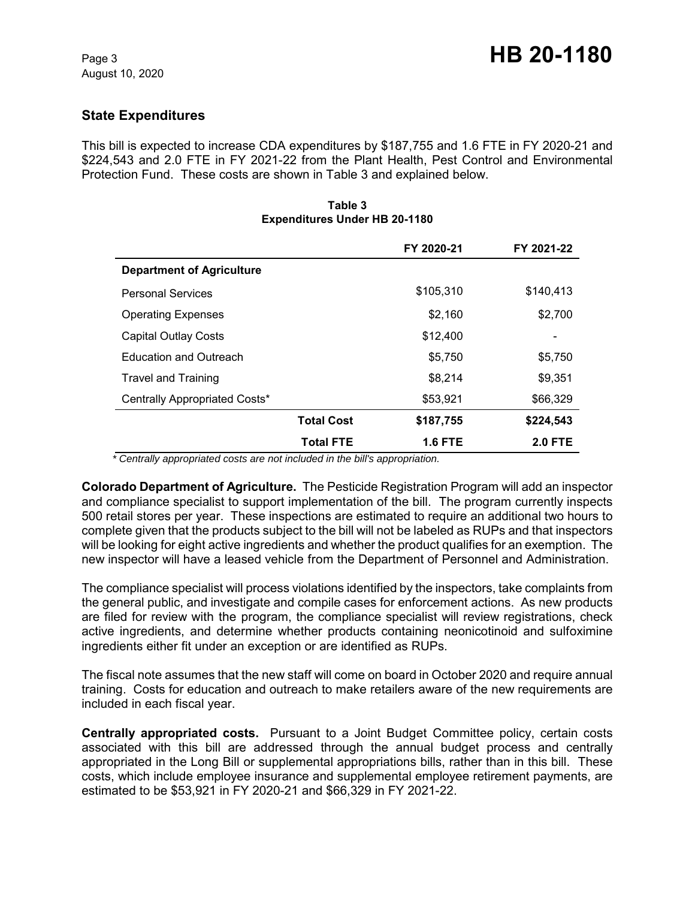## State Expenditures

This bill is expected to increase CDA expenditures by $187,755 and 1.6 FTE in FY 2020-21 and $224,543 and 2.0 FTE in FY 2021-22 from the Plant Health, Pest Control and Environmental Protection Fund. These costs are shown in Table 3 and explained below.

**Table 3**
**Expenditures Under HB 20-1180**

| | | FY 2020-21 | FY 2021-22 |
|---|---|---|---|
| **Department of Agriculture** | | | |
| Personal Services | | $105,310 | $140,413 |
| Operating Expenses | | $2,160 | $2,700 |
| Capital Outlay Costs | | $12,400 | - |
| Education and Outreach | | $5,750 | $5,750 |
| Travel and Training | | $8,214 | $9,351 |
| Centrally Appropriated Costs* | | $53,921 | $66,329 |
| | **Total Cost** | **$187,755** | **$224,543** |
| | **Total FTE** | **1.6 FTE** | **2.0 FTE** |

*\* Centrally appropriated costs are not included in the bill's appropriation.*

**Colorado Department of Agriculture.** The Pesticide Registration Program will add an inspector and compliance specialist to support implementation of the bill. The program currently inspects 500 retail stores per year. These inspections are estimated to require an additional two hours to complete given that the products subject to the bill will not be labeled as RUPs and that inspectors will be looking for eight active ingredients and whether the product qualifies for an exemption. The new inspector will have a leased vehicle from the Department of Personnel and Administration.

The compliance specialist will process violations identified by the inspectors, take complaints from the general public, and investigate and compile cases for enforcement actions. As new products are filed for review with the program, the compliance specialist will review registrations, check active ingredients, and determine whether products containing neonicotinoid and sulfoximine ingredients either fit under an exception or are identified as RUPs.

The fiscal note assumes that the new staff will come on board in October 2020 and require annual training. Costs for education and outreach to make retailers aware of the new requirements are included in each fiscal year.

**Centrally appropriated costs.** Pursuant to a Joint Budget Committee policy, certain costs associated with this bill are addressed through the annual budget process and centrally appropriated in the Long Bill or supplemental appropriations bills, rather than in this bill. These costs, which include employee insurance and supplemental employee retirement payments, are estimated to be $53,921 in FY 2020-21 and $66,329 in FY 2021-22.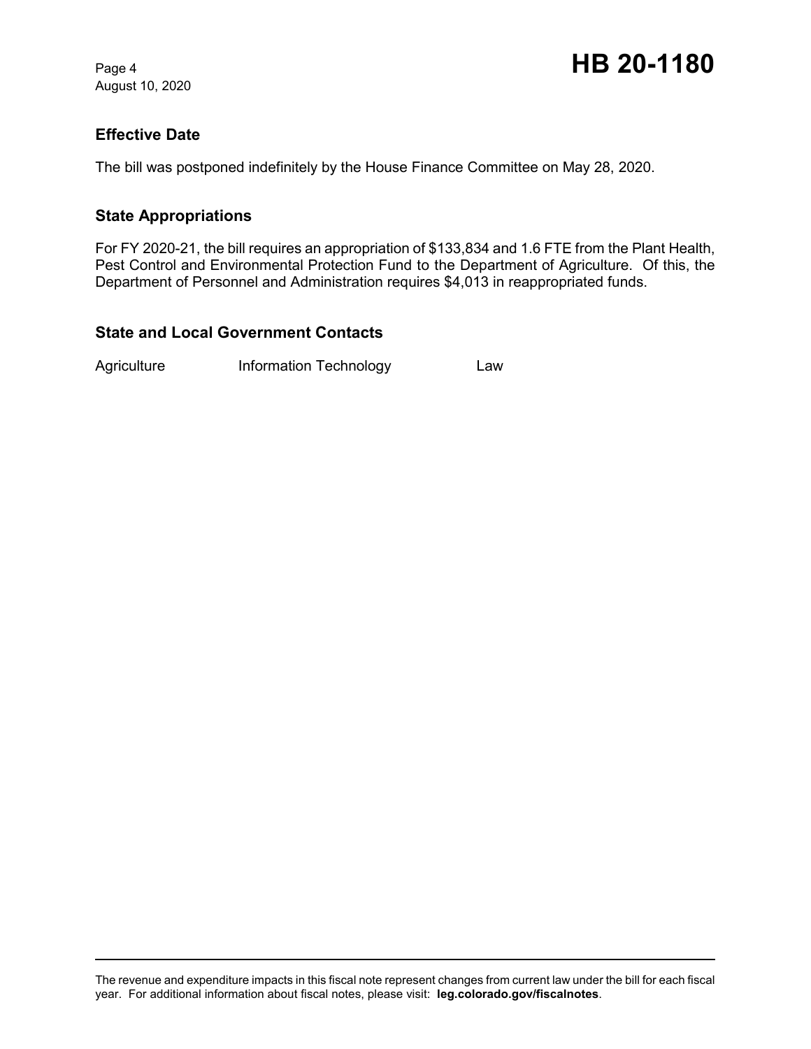## Effective Date

The bill was postponed indefinitely by the House Finance Committee on May 28, 2020.

## State Appropriations

For FY 2020-21, the bill requires an appropriation of $133,834 and 1.6 FTE from the Plant Health, Pest Control and Environmental Protection Fund to the Department of Agriculture. Of this, the Department of Personnel and Administration requires $4,013 in reappropriated funds.

## State and Local Government Contacts

| | | |
|---|---|---|
| Agriculture | Information Technology | Law |

The revenue and expenditure impacts in this fiscal note represent changes from current law under the bill for each fiscal year. For additional information about fiscal notes, please visit: **leg.colorado.gov/fiscalnotes**.